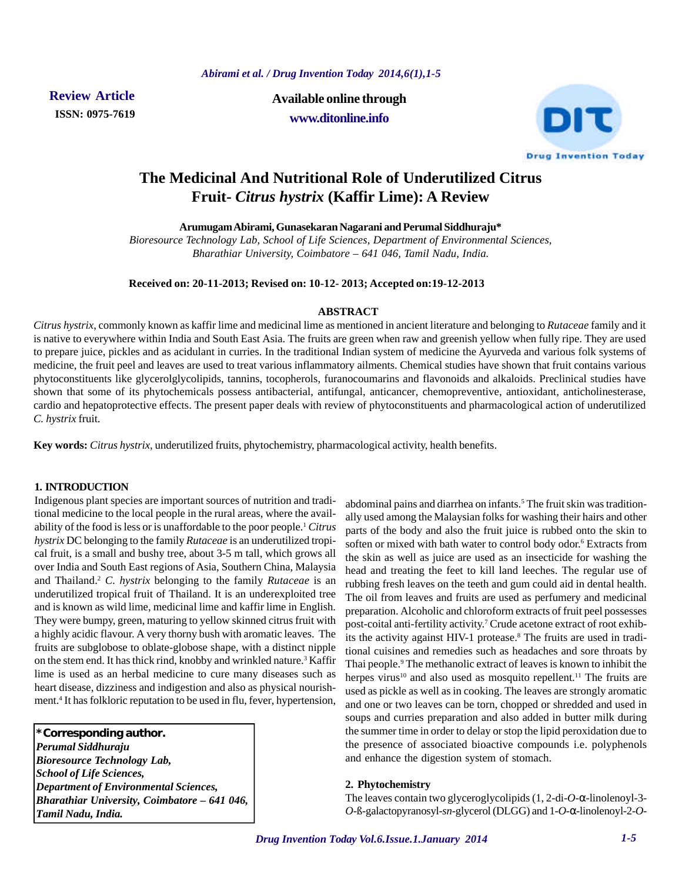**Review Article**
**ISSN: 0975-7619**

**Available online through**
**www.ditonline.info**

# The Medicinal And Nutritional Role of Underutilized Citrus Fruit- *Citrus hystrix* (Kaffir Lime): A Review

**Arumugam Abirami, Gunasekaran Nagarani and Perumal Siddhuraju***

*Bioresource Technology Lab, School of Life Sciences, Department of Environmental Sciences, Bharathiar University, Coimbatore – 641 046, Tamil Nadu, India.*

**Received on: 20-11-2013; Revised on: 10-12- 2013; Accepted on:19-12-2013**

## ABSTRACT

*Citrus hystrix*, commonly known as kaffir lime and medicinal lime as mentioned in ancient literature and belonging to *Rutaceae* family and it is native to everywhere within India and South East Asia. The fruits are green when raw and greenish yellow when fully ripe. They are used to prepare juice, pickles and as acidulant in curries. In the traditional Indian system of medicine the Ayurveda and various folk systems of medicine, the fruit peel and leaves are used to treat various inflammatory ailments. Chemical studies have shown that fruit contains various phytoconstituents like glycerolglycolipids, tannins, tocopherols, furanocoumarins and flavonoids and alkaloids. Preclinical studies have shown that some of its phytochemicals possess antibacterial, antifungal, anticancer, chemopreventive, antioxidant, anticholinesterase, cardio and hepatoprotective effects. The present paper deals with review of phytoconstituents and pharmacological action of underutilized *C. hystrix* fruit.

**Key words:** *Citrus hystrix*, underutilized fruits, phytochemistry, pharmacological activity, health benefits.

## 1. INTRODUCTION

Indigenous plant species are important sources of nutrition and traditional medicine to the local people in the rural areas, where the availability of the food is less or is unaffordable to the poor people.[1] *Citrus hystrix* DC belonging to the family *Rutaceae* is an underutilized tropical fruit, is a small and bushy tree, about 3-5 m tall, which grows all over India and South East regions of Asia, Southern China, Malaysia and Thailand.[2] *C. hystrix* belonging to the family *Rutaceae* is an underutilized tropical fruit of Thailand. It is an underexploited tree and is known as wild lime, medicinal lime and kaffir lime in English. They were bumpy, green, maturing to yellow skinned citrus fruit with a highly acidic flavour. A very thorny bush with aromatic leaves. The fruits are subglobose to oblate-globose shape, with a distinct nipple on the stem end. It has thick rind, knobby and wrinkled nature.[3] Kaffir lime is used as an herbal medicine to cure many diseases such as heart disease, dizziness and indigestion and also as physical nourishment.[4] It has folkloric reputation to be used in flu, fever, hypertension, abdominal pains and diarrhea on infants.[5] The fruit skin was traditionally used among the Malaysian folks for washing their hairs and other parts of the body and also the fruit juice is rubbed onto the skin to soften or mixed with bath water to control body odor.[6] Extracts from the skin as well as juice are used as an insecticide for washing the head and treating the feet to kill land leeches. The regular use of rubbing fresh leaves on the teeth and gum could aid in dental health. The oil from leaves and fruits are used as perfumery and medicinal preparation. Alcoholic and chloroform extracts of fruit peel possesses post-coital anti-fertility activity.[7] Crude acetone extract of root exhibits the activity against HIV-1 protease.[8] The fruits are used in traditional cuisines and remedies such as headaches and sore throats by Thai people.[9] The methanolic extract of leaves is known to inhibit the herpes virus[10] and also used as mosquito repellent.[11] The fruits are used as pickle as well as in cooking. The leaves are strongly aromatic and one or two leaves can be torn, chopped or shredded and used in soups and curries preparation and also added in butter milk during the summer time in order to delay or stop the lipid peroxidation due to the presence of associated bioactive compounds i.e. polyphenols and enhance the digestion system of stomach.

**\*Corresponding author.**
*Perumal Siddhuraju*
*Bioresource Technology Lab,*
*School of Life Sciences,*
*Department of Environmental Sciences,*
*Bharathiar University, Coimbatore – 641 046,*
*Tamil Nadu, India.*

## 2. Phytochemistry

The leaves contain two glyceroglycolipids (1, 2-di-*O*-α-linolenoyl-3-*O*-ß-galactopyranosyl-*sn*-glycerol (DLGG) and 1-*O*-α-linolenoyl-2-*O*-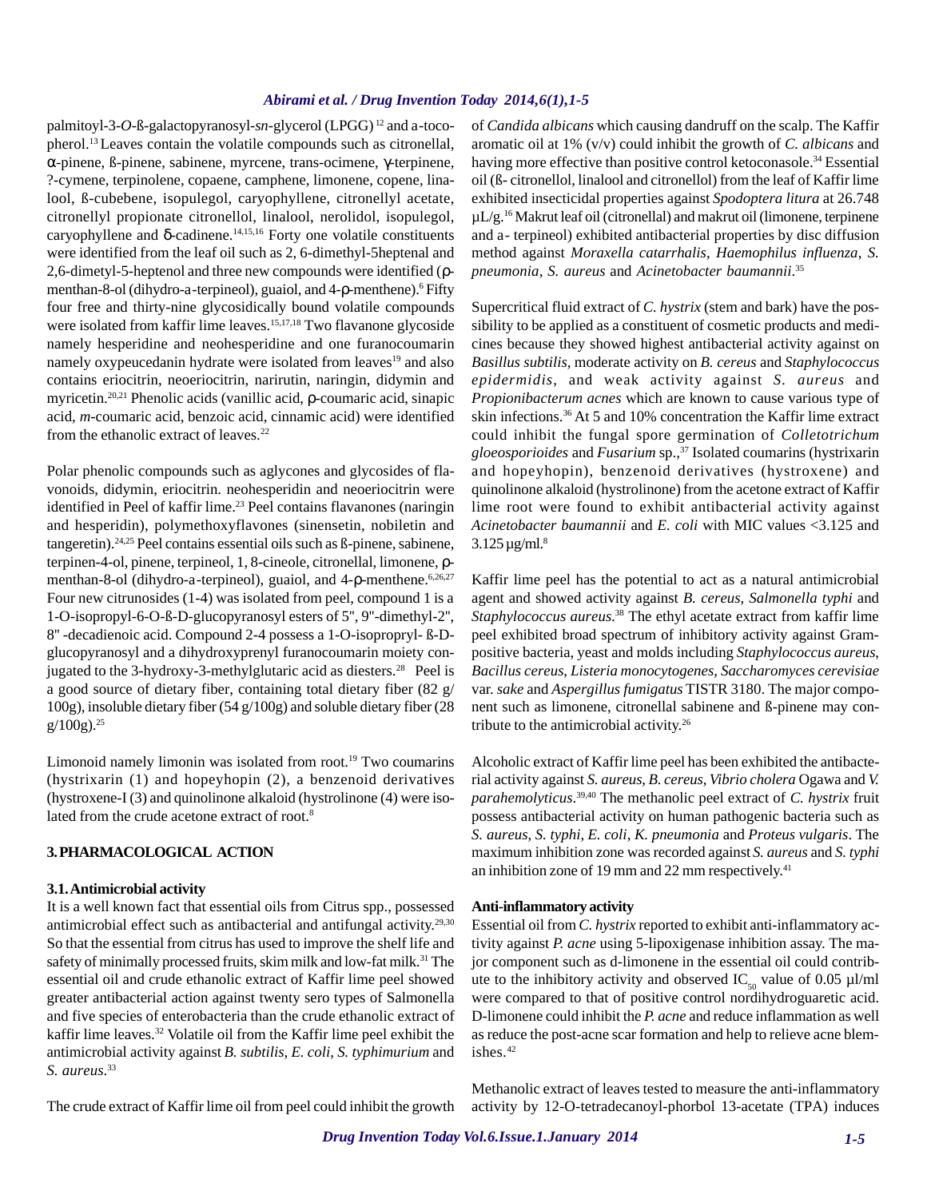palmitoyl-3-*O*-ß-galactopyranosyl-*sn*-glycerol (LPGG)[12] and a-tocopherol.[13] Leaves contain the volatile compounds such as citronellal, α-pinene, ß-pinene, sabinene, myrcene, trans-ocimene, γ-terpinene, ?-cymene, terpinolene, copaene, camphene, limonene, copene, linalool, ß-cubebene, isopulegol, caryophyllene, citronellyl acetate, citronellyl propionate citronellol, linalool, nerolidol, isopulegol, caryophyllene and δ-cadinene.[14,15,16] Forty one volatile constituents were identified from the leaf oil such as 2, 6-dimethyl-5heptenal and 2,6-dimetyl-5-heptenol and three new compounds were identified (ρ-menthan-8-ol (dihydro-a-terpineol), guaiol, and 4-ρ-menthene).[6] Fifty four free and thirty-nine glycosidically bound volatile compounds were isolated from kaffir lime leaves.[15,17,18] Two flavanone glycoside namely hesperidine and neohesperidine and one furanocoumarin namely oxypeucedanin hydrate were isolated from leaves[19] and also contains eriocitrin, neoeriocitrin, narirutin, naringin, didymin and myricetin.[20,21] Phenolic acids (vanillic acid, ρ-coumaric acid, sinapic acid, *m*-coumaric acid, benzoic acid, cinnamic acid) were identified from the ethanolic extract of leaves.[22]

Polar phenolic compounds such as aglycones and glycosides of flavonoids, didymin, eriocitrin. neohesperidin and neoeriocitrin were identified in Peel of kaffir lime.[23] Peel contains flavanones (naringin and hesperidin), polymethoxyflavones (sinensetin, nobiletin and tangeretin).[24,25] Peel contains essential oils such as ß-pinene, sabinene, terpinen-4-ol, pinene, terpineol, 1, 8-cineole, citronellal, limonene, ρ-menthan-8-ol (dihydro-a-terpineol), guaiol, and 4-ρ-menthene.[6,26,27] Four new citrunosides (1-4) was isolated from peel, compound 1 is a 1-O-isopropyl-6-O-ß-D-glucopyranosyl esters of 5'', 9''-dimethyl-2'', 8'' -decadienoic acid. Compound 2-4 possess a 1-O-isoproproyl- ß-D-glucopyranosyl and a dihydroxyprenyl furanocoumarin moiety conjugated to the 3-hydroxy-3-methylglutaric acid as diesters.[28] Peel is a good source of dietary fiber, containing total dietary fiber (82 g/ 100g), insoluble dietary fiber (54 g/100g) and soluble dietary fiber (28 g/100g).[25]

Limonoid namely limonin was isolated from root.[19] Two coumarins (hystrixarin (1) and hopeyhopin (2), a benzenoid derivatives (hystroxene-I (3) and quinolinone alkaloid (hystrolinone (4) were isolated from the crude acetone extract of root.[8]

## 3. PHARMACOLOGICAL ACTION

### 3.1. Antimicrobial activity

It is a well known fact that essential oils from Citrus spp., possessed antimicrobial effect such as antibacterial and antifungal activity.[29,30] So that the essential from citrus has used to improve the shelf life and safety of minimally processed fruits, skim milk and low-fat milk.[31] The essential oil and crude ethanolic extract of Kaffir lime peel showed greater antibacterial action against twenty sero types of Salmonella and five species of enterobacteria than the crude ethanolic extract of kaffir lime leaves.[32] Volatile oil from the Kaffir lime peel exhibit the antimicrobial activity against *B. subtilis*, *E. coli*, *S. typhimurium* and *S. aureus*.[33]

The crude extract of Kaffir lime oil from peel could inhibit the growth of *Candida albicans* which causing dandruff on the scalp. The Kaffir aromatic oil at 1% (v/v) could inhibit the growth of *C. albicans* and having more effective than positive control ketoconasole.[34] Essential oil (ß- citronellol, linalool and citronellol) from the leaf of Kaffir lime exhibited insecticidal properties against *Spodoptera litura* at 26.748 µL/g.[16] Makrut leaf oil (citronellal) and makrut oil (limonene, terpinene and a- terpineol) exhibited antibacterial properties by disc diffusion method against *Moraxella catarrhalis*, *Haemophilus influenza*, *S. pneumonia*, *S. aureus* and *Acinetobacter baumannii*.[35]

Supercritical fluid extract of *C. hystrix* (stem and bark) have the possibility to be applied as a constituent of cosmetic products and medicines because they showed highest antibacterial activity against on *Basillus subtilis*, moderate activity on *B. cereus* and *Staphylococcus epidermidis*, and weak activity against *S. aureus* and *Propionibacterum acnes* which are known to cause various type of skin infections.[36] At 5 and 10% concentration the Kaffir lime extract could inhibit the fungal spore germination of *Colletotrichum gloeosporioides* and *Fusarium* sp.,[37] Isolated coumarins (hystrixarin and hopeyhopin), benzenoid derivatives (hystroxene) and quinolinone alkaloid (hystrolinone) from the acetone extract of Kaffir lime root were found to exhibit antibacterial activity against *Acinetobacter baumannii* and *E. coli* with MIC values <3.125 and 3.125 µg/ml.[8]

Kaffir lime peel has the potential to act as a natural antimicrobial agent and showed activity against *B. cereus*, *Salmonella typhi* and *Staphylococcus aureus*.[38] The ethyl acetate extract from kaffir lime peel exhibited broad spectrum of inhibitory activity against Gram-positive bacteria, yeast and molds including *Staphylococcus aureus*, *Bacillus cereus*, *Listeria monocytogenes*, *Saccharomyces cerevisiae* var. *sake* and *Aspergillus fumigatus* TISTR 3180. The major component such as limonene, citronellal sabinene and ß-pinene may contribute to the antimicrobial activity.[26]

Alcoholic extract of Kaffir lime peel has been exhibited the antibacterial activity against *S. aureus*, *B. cereus*, *Vibrio cholera* Ogawa and *V. parahemolyticus*.[39,40] The methanolic peel extract of *C. hystrix* fruit possess antibacterial activity on human pathogenic bacteria such as *S. aureus*, *S. typhi*, *E. coli*, *K. pneumonia* and *Proteus vulgaris*. The maximum inhibition zone was recorded against *S. aureus* and *S. typhi* an inhibition zone of 19 mm and 22 mm respectively.[41]

### Anti-inflammatory activity

Essential oil from *C. hystrix* reported to exhibit anti-inflammatory activity against *P. acne* using 5-lipoxigenase inhibition assay. The major component such as d-limonene in the essential oil could contribute to the inhibitory activity and observed $IC_{50}$ value of 0.05 µl/ml were compared to that of positive control nordihydroguaretic acid. D-limonene could inhibit the *P. acne* and reduce inflammation as well as reduce the post-acne scar formation and help to relieve acne blemishes.[42]

Methanolic extract of leaves tested to measure the anti-inflammatory activity by 12-O-tetradecanoyl-phorbol 13-acetate (TPA) induces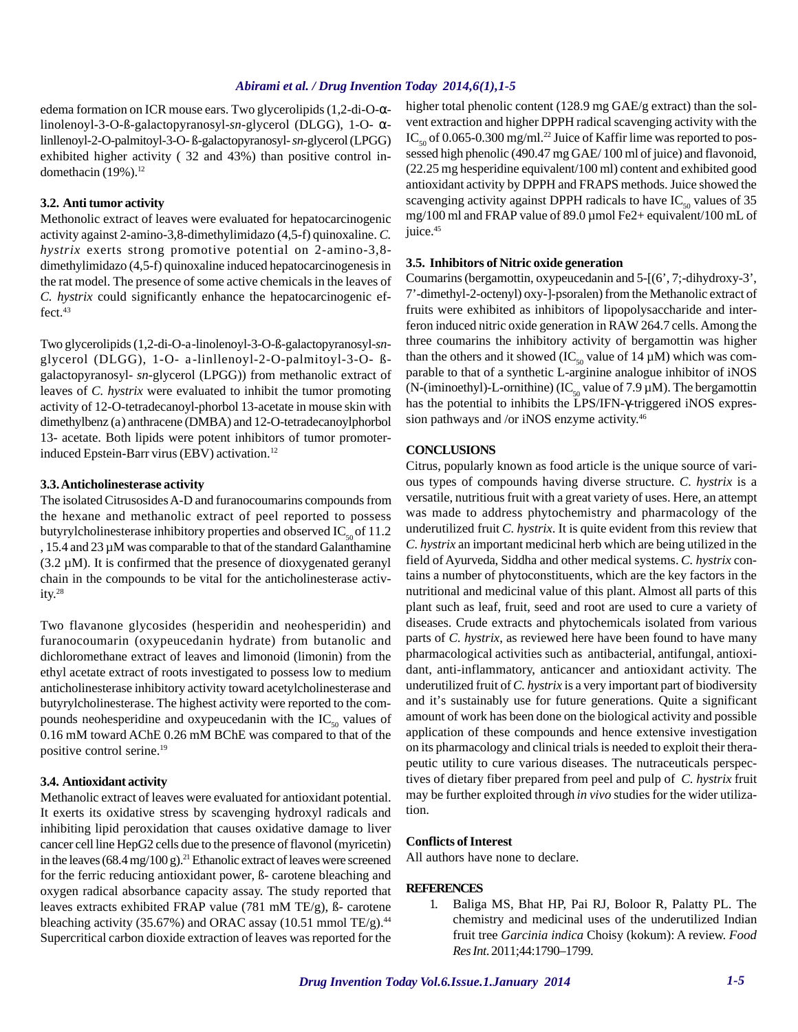edema formation on ICR mouse ears. Two glycerolipids (1,2-di-O-α-linolenoyl-3-O-ß-galactopyranosyl-*sn*-glycerol (DLGG), 1-O- α-linllenoyl-2-O-palmitoyl-3-O- ß-galactopyranosyl- *sn*-glycerol (LPGG) exhibited higher activity ( 32 and 43%) than positive control indomethacin (19%).[12]

### 3.2. Anti tumor activity

Methonolic extract of leaves were evaluated for hepatocarcinogenic activity against 2-amino-3,8-dimethylimidazo (4,5-f) quinoxaline. *C. hystrix* exerts strong promotive potential on 2-amino-3,8-dimethylimidazo (4,5-f) quinoxaline induced hepatocarcinogenesis in the rat model. The presence of some active chemicals in the leaves of *C. hystrix* could significantly enhance the hepatocarcinogenic effect.[43]

Two glycerolipids (1,2-di-O-a-linolenoyl-3-O-ß-galactopyranosyl-*sn*-glycerol (DLGG), 1-O- a-linllenoyl-2-O-palmitoyl-3-O- ß-galactopyranosyl- *sn*-glycerol (LPGG)) from methanolic extract of leaves of *C. hystrix* were evaluated to inhibit the tumor promoting activity of 12-O-tetradecanoyl-phorbol 13-acetate in mouse skin with dimethylbenz (a) anthracene (DMBA) and 12-O-tetradecanoylphorbol 13- acetate. Both lipids were potent inhibitors of tumor promoter-induced Epstein-Barr virus (EBV) activation.[12]

### 3.3. Anticholinesterase activity

The isolated Citrusosides A-D and furanocoumarins compounds from the hexane and methanolic extract of peel reported to possess butyrylcholinesterase inhibitory properties and observed $IC_{50}$ of 11.2 , 15.4 and 23 µM was comparable to that of the standard Galanthamine (3.2 µM). It is confirmed that the presence of dioxygenated geranyl chain in the compounds to be vital for the anticholinesterase activity.[28]

Two flavanone glycosides (hesperidin and neohesperidin) and furanocoumarin (oxypeucedanin hydrate) from butanolic and dichloromethane extract of leaves and limonoid (limonin) from the ethyl acetate extract of roots investigated to possess low to medium anticholinesterase inhibitory activity toward acetylcholinesterase and butyrylcholinesterase. The highest activity were reported to the compounds neohesperidin and oxypeucedanin with the $IC_{50}$ values of 0.16 mM toward AChE 0.26 mM BChE was compared to that of the positive control serine.[19]

### 3.4. Antioxidant activity

Methanolic extract of leaves were evaluated for antioxidant potential. It exerts its oxidative stress by scavenging hydroxyl radicals and inhibiting lipid peroxidation that causes oxidative damage to liver cancer cell line HepG2 cells due to the presence of flavonol (myricetin) in the leaves (68.4 mg/100 g).[21] Ethanolic extract of leaves were screened for the ferric reducing antioxidant power, ß- carotene bleaching and oxygen radical absorbance capacity assay. The study reported that leaves extracts exhibited FRAP value (781 mM TE/g), ß- carotene bleaching activity (35.67%) and ORAC assay (10.51 mmol TE/g).[44] Supercritical carbon dioxide extraction of leaves was reported for the higher total phenolic content (128.9 mg GAE/g extract) than the solvent extraction and higher DPPH radical scavenging activity with the $IC_{50}$ of 0.065-0.300 mg/ml.[22] Juice of Kaffir lime was reported to possessed high phenolic (490.47 mg GAE/ 100 ml of juice) and flavonoid, (22.25 mg hesperidine equivalent/100 ml) content and exhibited good antioxidant activity by DPPH and FRAPS methods. Juice showed the scavenging activity against DPPH radicals to have $IC_{50}$ values of 35 mg/100 ml and FRAP value of 89.0 µmol Fe2+ equivalent/100 mL of juice.[45]

### 3.5. Inhibitors of Nitric oxide generation

Coumarins (bergamottin, oxypeucedanin and 5-[(6', 7;-dihydroxy-3', 7'-dimethyl-2-octenyl) oxy-]-psoralen) from the Methanolic extract of fruits were exhibited as inhibitors of lipopolysaccharide and interferon induced nitric oxide generation in RAW 264.7 cells. Among the three coumarins the inhibitory activity of bergamottin was higher than the others and it showed ($IC_{50}$ value of 14 µM) which was comparable to that of a synthetic L-arginine analogue inhibitor of iNOS (N-(iminoethyl)-L-ornithine) ($IC_{50}$ value of 7.9 µM). The bergamottin has the potential to inhibits the LPS/IFN-γ-triggered iNOS expression pathways and /or iNOS enzyme activity.[46]

## CONCLUSIONS

Citrus, popularly known as food article is the unique source of various types of compounds having diverse structure. *C. hystrix* is a versatile, nutritious fruit with a great variety of uses. Here, an attempt was made to address phytochemistry and pharmacology of the underutilized fruit *C. hystrix*. It is quite evident from this review that *C. hystrix* an important medicinal herb which are being utilized in the field of Ayurveda, Siddha and other medical systems. *C. hystrix* contains a number of phytoconstituents, which are the key factors in the nutritional and medicinal value of this plant. Almost all parts of this plant such as leaf, fruit, seed and root are used to cure a variety of diseases. Crude extracts and phytochemicals isolated from various parts of *C. hystrix*, as reviewed here have been found to have many pharmacological activities such as antibacterial, antifungal, antioxidant, anti-inflammatory, anticancer and antioxidant activity. The underutilized fruit of *C. hystrix* is a very important part of biodiversity and it's sustainably use for future generations. Quite a significant amount of work has been done on the biological activity and possible application of these compounds and hence extensive investigation on its pharmacology and clinical trials is needed to exploit their therapeutic utility to cure various diseases. The nutraceuticals perspectives of dietary fiber prepared from peel and pulp of *C. hystrix* fruit may be further exploited through *in vivo* studies for the wider utilization.

### Conflicts of Interest

All authors have none to declare.

## REFERENCES

1. Baliga MS, Bhat HP, Pai RJ, Boloor R, Palatty PL. The chemistry and medicinal uses of the underutilized Indian fruit tree *Garcinia indica* Choisy (kokum): A review. *Food Res Int.* 2011;44:1790–1799.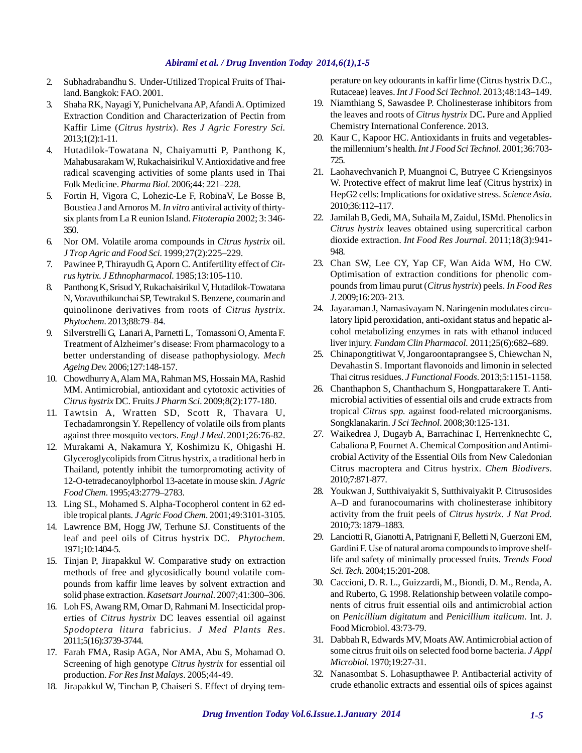2. Subhadrabandhu S. Under-Utilized Tropical Fruits of Thailand. Bangkok: FAO. 2001.
3. Shaha RK, Nayagi Y, Punichelvana AP, Afandi A. Optimized Extraction Condition and Characterization of Pectin from Kaffir Lime (*Citrus hystrix*). *Res J Agric Forestry Sci*. 2013;1(2):1-11.
4. Hutadilok-Towatana N, Chaiyamutti P, Panthong K, Mahabusarakam W, Rukachaisirikul V. Antioxidative and free radical scavenging activities of some plants used in Thai Folk Medicine. *Pharma Biol*. 2006;44: 221–228.
5. Fortin H, Vigora C, Lohezic-Le F, RobinaV, Le Bosse B, Boustiea J and Arnoros M. *In vitro* antiviral activity of thirty-six plants from La R eunion Island. *Fitoterapia* 2002; 3: 346-350.
6. Nor OM. Volatile aroma compounds in *Citrus hystrix* oil. *J Trop Agric and Food Sci*. 1999;27(2):225–229.
7. Pawinee P, Thirayudh G, Aporn C. Antifertility effect of *Citrus hytrix*. *J Ethnopharmacol*. 1985;13:105-110.
8. Panthong K, Srisud Y, Rukachaisirikul V, Hutadilok-Towatana N, Voravuthikunchai SP, Tewtrakul S. Benzene, coumarin and quinolinone derivatives from roots of *Citrus hystrix*. *Phytochem*. 2013;88:79–84.
9. Silverstrelli G, Lanari A, Parnetti L, Tomassoni O, Amenta F. Treatment of Alzheimer's disease: From pharmacology to a better understanding of disease pathophysiology. *Mech Ageing Dev.* 2006;127:148-157.
10. Chowdhurry A, Alam MA, Rahman MS, Hossain MA, Rashid MM. Antimicrobial, antioxidant and cytotoxic activities of *Citrus hystrix* DC. Fruits *J Pharm Sci*. 2009;8(2):177-180.
11. Tawtsin A, Wratten SD, Scott R, Thavara U, Techadamrongsin Y. Repellency of volatile oils from plants against three mosquito vectors. *Engl J Med*. 2001;26:76-82.
12. Murakami A, Nakamura Y, Koshimizu K, Ohigashi H. Glyceroglycolipids from Citrus hystrix, a traditional herb in Thailand, potently inhibit the tumorpromoting activity of 12-O-tetradecanoylphorbol 13-acetate in mouse skin. *J Agric Food Chem*. 1995;43:2779–2783.
13. Ling SL, Mohamed S. Alpha-Tocopherol content in 62 edible tropical plants. *J Agric Food Chem*. 2001;49:3101-3105.
14. Lawrence BM, Hogg JW, Terhune SJ. Constituents of the leaf and peel oils of Citrus hystrix DC. *Phytochem*. 1971;10:1404-5.
15. Tinjan P, Jirapakkul W. Comparative study on extraction methods of free and glycosidically bound volatile compounds from kaffir lime leaves by solvent extraction and solid phase extraction. *Kasetsart Journal*. 2007;41:300–306.
16. Loh FS, Awang RM, Omar D, Rahmani M. Insecticidal properties of *Citrus hystrix* DC leaves essential oil against *Spodoptera litura* fabricius. *J Med Plants Res*. 2011;5(16):3739-3744.
17. Farah FMA, Rasip AGA, Nor AMA, Abu S, Mohamad O. Screening of high genotype *Citrus hystrix* for essential oil production. *For Res Inst Malays*. 2005;44-49.
18. Jirapakkul W, Tinchan P, Chaiseri S. Effect of drying temperature on key odourants in kaffir lime (Citrus hystrix D.C., Rutaceae) leaves. *Int J Food Sci Technol*. 2013;48:143–149.
19. Niamthiang S, Sawasdee P. Cholinesterase inhibitors from the leaves and roots of *Citrus hystrix* DC**.** Pure and Applied Chemistry International Conference. 2013.
20. Kaur C, Kapoor HC. Antioxidants in fruits and vegetables-the millennium's health. *Int J Food Sci Technol*. 2001;36:703-725.
21. Laohavechvanich P, Muangnoi C, Butryee C Kriengsinyos W. Protective effect of makrut lime leaf (Citrus hystrix) in HepG2 cells: Implications for oxidative stress. *Science Asia*. 2010;36:112–117.
22. Jamilah B, Gedi, MA, Suhaila M, Zaidul, ISMd. Phenolics in *Citrus hystrix* leaves obtained using supercritical carbon dioxide extraction. *Int Food Res Journal*. 2011;18(3):941-948.
23. Chan SW, Lee CY, Yap CF, Wan Aida WM, Ho CW. Optimisation of extraction conditions for phenolic compounds from limau purut (*Citrus hystrix*) peels. *In Food Res J*. 2009;16: 203- 213.
24. Jayaraman J, Namasivayam N. Naringenin modulates circulatory lipid peroxidation, anti-oxidant status and hepatic alcohol metabolizing enzymes in rats with ethanol induced liver injury. *Fundam Clin Pharmacol.* 2011;25(6):682–689.
25. Chinapongtitiwat V, Jongaroontaprangsee S, Chiewchan N, Devahastin S. Important flavonoids and limonin in selected Thai citrus residues. *J Functional Foods*. 2013;5:1151-1158.
26. Chanthaphon S, Chanthachum S, Hongpattarakere T. Antimicrobial activities of essential oils and crude extracts from tropical *Citrus spp.* against food-related microorganisms. Songklanakarin. *J Sci Technol*. 2008;30:125-131.
27. Waikedrea J, Dugayb A, Barrachinac I, Herrenknechtc C, Cabaliona P, Fournet A. Chemical Composition and Antimicrobial Activity of the Essential Oils from New Caledonian Citrus macroptera and Citrus hystrix. *Chem Biodivers*. 2010;7:871-877.
28. Youkwan J, Sutthivaiyakit S, Sutthivaiyakit P. Citrusosides A–D and furanocoumarins with cholinesterase inhibitory activity from the fruit peels of *Citrus hystrix*. *J Nat Prod.* 2010;73: 1879–1883.
29. Lanciotti R, Gianotti A, Patrignani F, Belletti N, Guerzoni EM, Gardini F. Use of natural aroma compounds to improve shelf-life and safety of minimally processed fruits. *Trends Food Sci. Tech*. 2004;15:201-208.
30. Caccioni, D. R. L., Guizzardi, M., Biondi, D. M., Renda, A. and Ruberto, G. 1998. Relationship between volatile components of citrus fruit essential oils and antimicrobial action on *Penicillium digitatum* and *Penicillium italicum*. Int. J. Food Microbiol. 43:73-79.
31. Dabbah R, Edwards MV, Moats AW. Antimicrobial action of some citrus fruit oils on selected food borne bacteria. *J Appl Microbiol.* 1970;19:27-31.
32. Nanasombat S. Lohasupthawee P. Antibacterial activity of crude ethanolic extracts and essential oils of spices against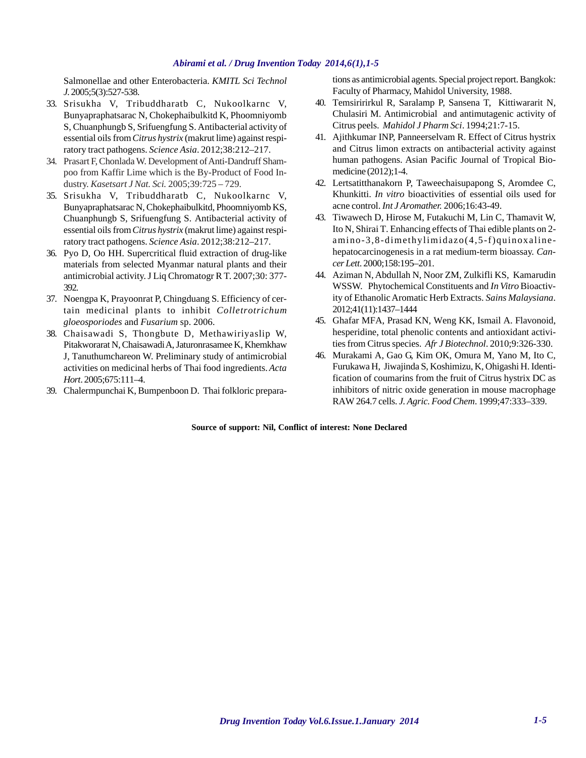Salmonellae and other Enterobacteria. *KMITL Sci Technol J.* 2005;5(3):527-538.

33. Srisukha V, Tribuddharatb C, Nukoolkarnc V, Bunyapraphatsarac N, Chokephaibulkitd K, Phoomniyomb S, Chuanphungb S, Srifuengfung S. Antibacterial activity of essential oils from *Citrus hystrix* (makrut lime) against respiratory tract pathogens. *Science Asia*. 2012;38:212–217.
34. Prasart F, Chonlada W. Development of Anti-Dandruff Shampoo from Kaffir Lime which is the By-Product of Food Industry. *Kasetsart J Nat. Sci.* 2005;39:725 – 729.
35. Srisukha V, Tribuddharatb C, Nukoolkarnc V, Bunyapraphatsarac N, Chokephaibulkitd, Phoomniyomb KS, Chuanphungb S, Srifuengfung S. Antibacterial activity of essential oils from *Citrus hystrix* (makrut lime) against respiratory tract pathogens. *Science Asia*. 2012;38:212–217.
36. Pyo D, Oo HH. Supercritical fluid extraction of drug-like materials from selected Myanmar natural plants and their antimicrobial activity. J Liq Chromatogr R T. 2007;30: 377-392.
37. Noengpa K, Prayoonrat P, Chingduang S. Efficiency of certain medicinal plants to inhibit *Colletrotrichum gloeosporiodes* and *Fusarium* sp. 2006.
38. Chaisawadi S, Thongbute D, Methawiriyaslip W, Pitakworarat N, Chaisawadi A, Jaturonrasamee K, Khemkhaw J, Tanuthumchareon W. Preliminary study of antimicrobial activities on medicinal herbs of Thai food ingredients. *Acta Hort*. 2005;675:111–4.
39. Chalermpunchai K, Bumpenboon D. Thai folkloric preparations as antimicrobial agents. Special project report. Bangkok: Faculty of Pharmacy, Mahidol University, 1988.
40. Temsiririrkul R, Saralamp P, Sansena T, Kittiwararit N, Chulasiri M. Antimicrobial and antimutagenic activity of Citrus peels. *Mahidol J Pharm Sci*. 1994;21:7-15.
41. Ajithkumar INP, Panneerselvam R. Effect of Citrus hystrix and Citrus limon extracts on antibacterial activity against human pathogens. Asian Pacific Journal of Tropical Biomedicine (2012);1-4.
42. Lertsatitthanakorn P, Taweechaisupapong S, Aromdee C, Khunkitti. *In vitro* bioactivities of essential oils used for acne control. *Int J Aromather.* 2006;16:43-49.
43. Tiwawech D, Hirose M, Futakuchi M, Lin C, Thamavit W, Ito N, Shirai T. Enhancing effects of Thai edible plants on 2-amino-3,8-dimethylimidazo(4,5-f)quinoxaline-hepatocarcinogenesis in a rat medium-term bioassay. *Cancer Lett.* 2000;158:195–201.
44. Aziman N, Abdullah N, Noor ZM, Zulkifli KS, Kamarudin WSSW. Phytochemical Constituents and *In Vitro* Bioactivity of Ethanolic Aromatic Herb Extracts. *Sains Malaysiana*. 2012;41(11):1437–1444
45. Ghafar MFA, Prasad KN, Weng KK, Ismail A. Flavonoid, hesperidine, total phenolic contents and antioxidant activities from Citrus species. *Afr J Biotechnol*. 2010;9:326-330.
46. Murakami A, Gao G, Kim OK, Omura M, Yano M, Ito C, Furukawa H, Jiwajinda S, Koshimizu, K, Ohigashi H. Identification of coumarins from the fruit of Citrus hystrix DC as inhibitors of nitric oxide generation in mouse macrophage RAW 264.7 cells. *J. Agric. Food Chem*. 1999;47:333–339.

**Source of support: Nil, Conflict of interest: None Declared**